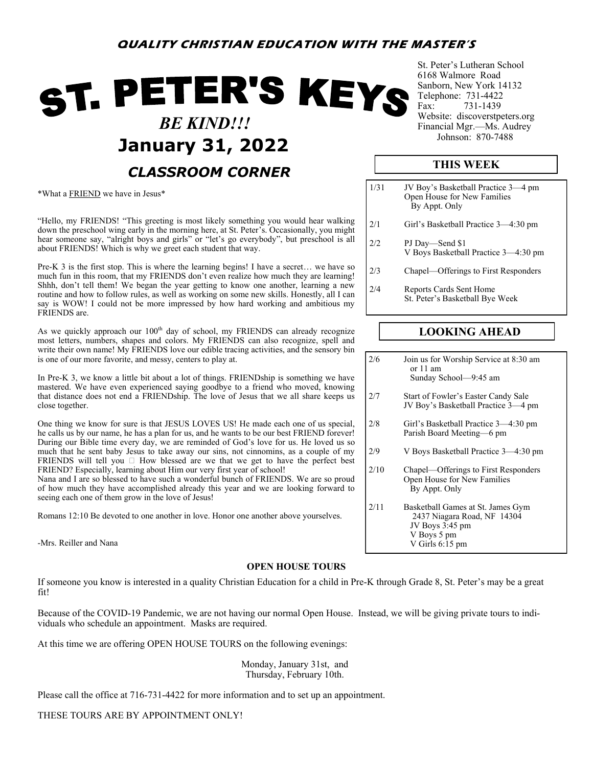**QUALITY CHRISTIAN EDUCATION WITH THE MASTER'S**

# ST. PETER'S KEYS

***BE KIND!!!***

## January 31, 2022

St. Peter's Lutheran School
6168 Walmore Road
Sanborn, New York 14132
Telephone: 731-4422
Fax: 731-1439
Website: discoverstpeters.org
Financial Mgr.—Ms. Audrey Johnson: 870-7488

## *CLASSROOM CORNER*

\*What a FRIEND we have in Jesus\*

"Hello, my FRIENDS! "This greeting is most likely something you would hear walking down the preschool wing early in the morning here, at St. Peter's. Occasionally, you might hear someone say, "alright boys and girls" or "let's go everybody", but preschool is all about FRIENDS! Which is why we greet each student that way.

Pre-K 3 is the first stop. This is where the learning begins! I have a secret… we have so much fun in this room, that my FRIENDS don't even realize how much they are learning! Shhh, don't tell them! We began the year getting to know one another, learning a new routine and how to follow rules, as well as working on some new skills. Honestly, all I can say is WOW! I could not be more impressed by how hard working and ambitious my FRIENDS are.

As we quickly approach our 100th day of school, my FRIENDS can already recognize most letters, numbers, shapes and colors. My FRIENDS can also recognize, spell and write their own name! My FRIENDS love our edible tracing activities, and the sensory bin is one of our more favorite, and messy, centers to play at.

In Pre-K 3, we know a little bit about a lot of things. FRIENDship is something we have mastered. We have even experienced saying goodbye to a friend who moved, knowing that distance does not end a FRIENDship. The love of Jesus that we all share keeps us close together.

One thing we know for sure is that JESUS LOVES US! He made each one of us special, he calls us by our name, he has a plan for us, and he wants to be our best FRIEND forever! During our Bible time every day, we are reminded of God's love for us. He loved us so much that he sent baby Jesus to take away our sins, not cinnomins, as a couple of my FRIENDS will tell you  How blessed are we that we get to have the perfect best FRIEND? Especially, learning about Him our very first year of school!

Nana and I are so blessed to have such a wonderful bunch of FRIENDS. We are so proud of how much they have accomplished already this year and we are looking forward to seeing each one of them grow in the love of Jesus!

Romans 12:10 Be devoted to one another in love. Honor one another above yourselves.

-Mrs. Reiller and Nana

## THIS WEEK

| | |
|---|---|
| 1/31 | JV Boy's Basketball Practice 3—4 pm<br>Open House for New Families By Appt. Only |
| 2/1 | Girl's Basketball Practice 3—4:30 pm |
| 2/2 | PJ Day—Send $1<br>V Boys Basketball Practice 3—4:30 pm |
| 2/3 | Chapel—Offerings to First Responders |
| 2/4 | Reports Cards Sent Home<br>St. Peter's Basketball Bye Week |

## LOOKING AHEAD

| | |
|---|---|
| 2/6 | Join us for Worship Service at 8:30 am or 11 am<br>Sunday School—9:45 am |
| 2/7 | Start of Fowler's Easter Candy Sale<br>JV Boy's Basketball Practice 3—4 pm |
| 2/8 | Girl's Basketball Practice 3—4:30 pm<br>Parish Board Meeting—6 pm |
| 2/9 | V Boys Basketball Practice 3—4:30 pm |
| 2/10 | Chapel—Offerings to First Responders<br>Open House for New Families By Appt. Only |
| 2/11 | Basketball Games at St. James Gym<br>2437 Niagara Road, NF 14304<br>JV Boys 3:45 pm<br>V Boys 5 pm<br>V Girls 6:15 pm |

**OPEN HOUSE TOURS**

If someone you know is interested in a quality Christian Education for a child in Pre-K through Grade 8, St. Peter's may be a great fit!

Because of the COVID-19 Pandemic, we are not having our normal Open House. Instead, we will be giving private tours to individuals who schedule an appointment. Masks are required.

At this time we are offering OPEN HOUSE TOURS on the following evenings:

Monday, January 31st, and
Thursday, February 10th.

Please call the office at 716-731-4422 for more information and to set up an appointment.

THESE TOURS ARE BY APPOINTMENT ONLY!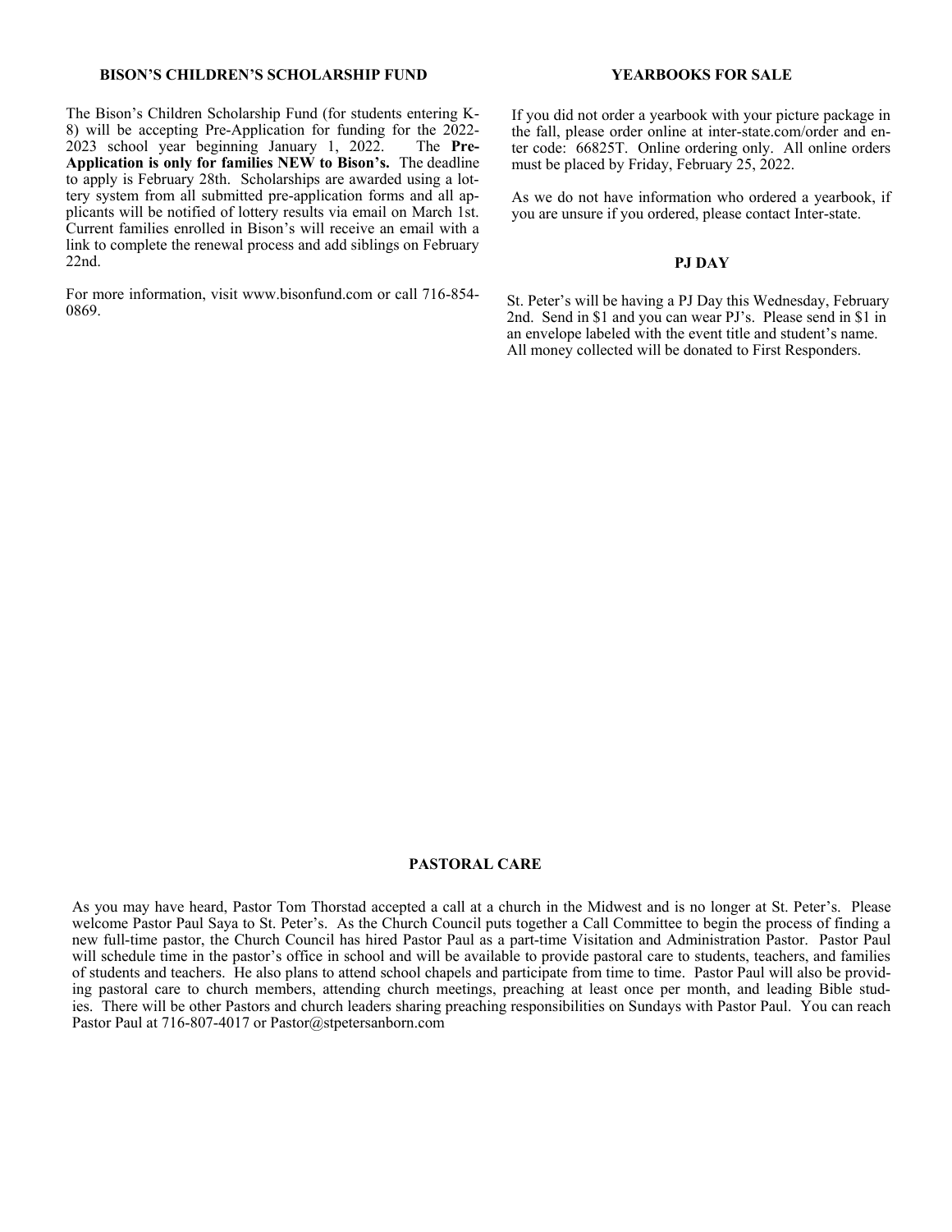## BISON'S CHILDREN'S SCHOLARSHIP FUND

The Bison's Children Scholarship Fund (for students entering K-8) will be accepting Pre-Application for funding for the 2022-2023 school year beginning January 1, 2022. The **Pre-Application is only for families NEW to Bison's.** The deadline to apply is February 28th. Scholarships are awarded using a lottery system from all submitted pre-application forms and all applicants will be notified of lottery results via email on March 1st. Current families enrolled in Bison's will receive an email with a link to complete the renewal process and add siblings on February 22nd.

For more information, visit www.bisonfund.com or call 716-854-0869.

## YEARBOOKS FOR SALE

If you did not order a yearbook with your picture package in the fall, please order online at inter-state.com/order and enter code: 66825T. Online ordering only. All online orders must be placed by Friday, February 25, 2022.

As we do not have information who ordered a yearbook, if you are unsure if you ordered, please contact Inter-state.

## PJ DAY

St. Peter's will be having a PJ Day this Wednesday, February 2nd. Send in $1 and you can wear PJ's. Please send in $1 in an envelope labeled with the event title and student's name. All money collected will be donated to First Responders.

## PASTORAL CARE

As you may have heard, Pastor Tom Thorstad accepted a call at a church in the Midwest and is no longer at St. Peter's. Please welcome Pastor Paul Saya to St. Peter's. As the Church Council puts together a Call Committee to begin the process of finding a new full-time pastor, the Church Council has hired Pastor Paul as a part-time Visitation and Administration Pastor. Pastor Paul will schedule time in the pastor's office in school and will be available to provide pastoral care to students, teachers, and families of students and teachers. He also plans to attend school chapels and participate from time to time. Pastor Paul will also be providing pastoral care to church members, attending church meetings, preaching at least once per month, and leading Bible studies. There will be other Pastors and church leaders sharing preaching responsibilities on Sundays with Pastor Paul. You can reach Pastor Paul at 716-807-4017 or Pastor@stpetersanborn.com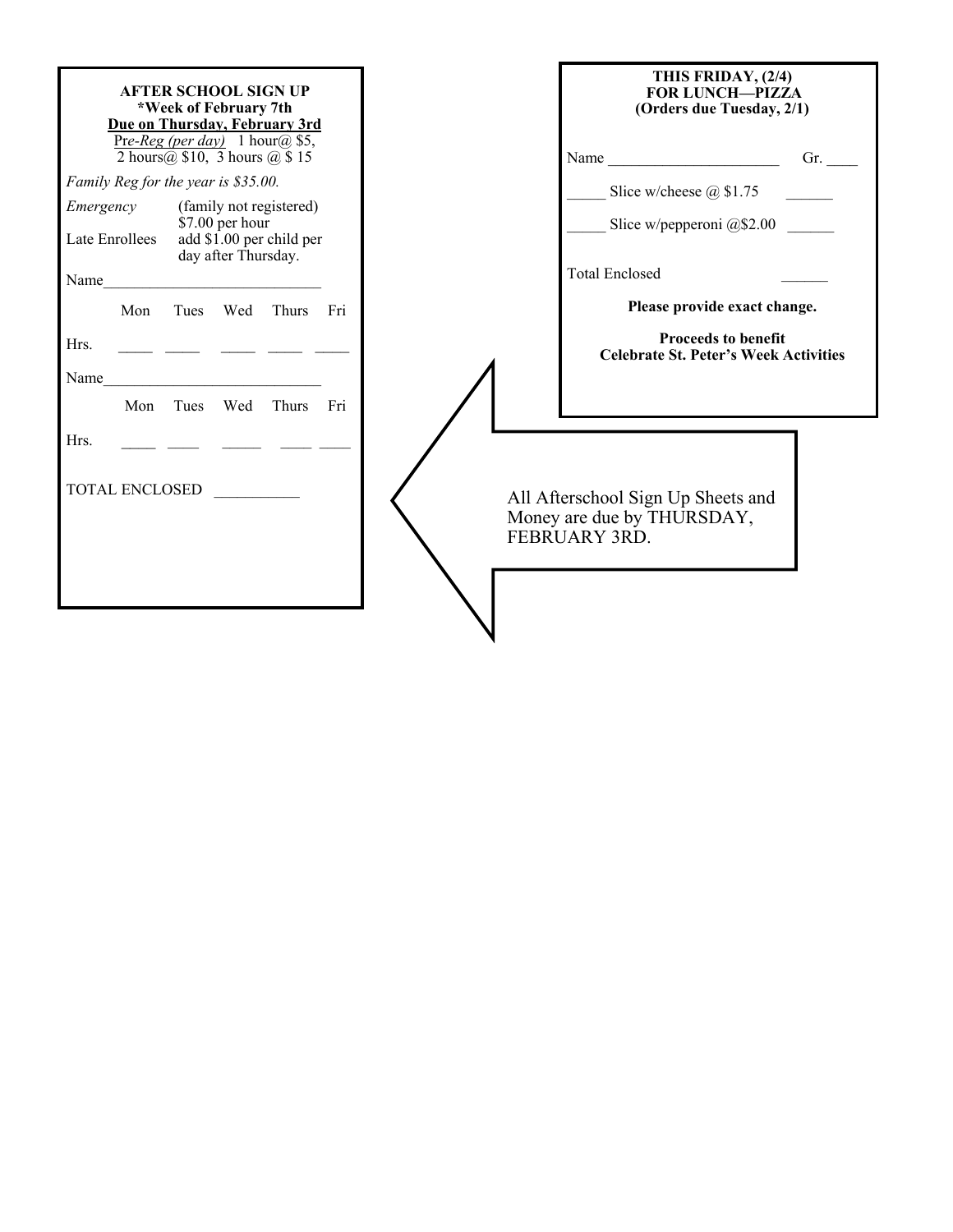**AFTER SCHOOL SIGN UP**
**\*Week of February 7th**
**Due on Thursday, February 3rd**

*Pre-Reg (per day)* 1 hour@ $5, 2 hours@ $10, 3 hours @ $ 15

*Family Reg for the year is $35.00.*

*Emergency* (family not registered) $7.00 per hour

Late Enrollees add $1.00 per child per day after Thursday.

Name____________________________

| | Mon | Tues | Wed | Thurs | Fri |
|---|---|---|---|---|---|
| Hrs. | ____ | ____ | ____ | ____ | ____ |

Name____________________________

| | Mon | Tues | Wed | Thurs | Fri |
|---|---|---|---|---|---|
| Hrs. | ____ | ____ | _____ | ____ | ____ |

TOTAL ENCLOSED ___________

**THIS FRIDAY, (2/4)**
**FOR LUNCH—PIZZA**
**(Orders due Tuesday, 2/1)**

Name ______________________ Gr. ____

_____ Slice w/cheese @ $1.75 ______

_____ Slice w/pepperoni @$2.00 ______

Total Enclosed ______

**Please provide exact change.**

**Proceeds to benefit**
**Celebrate St. Peter's Week Activities**

All Afterschool Sign Up Sheets and Money are due by THURSDAY, FEBRUARY 3RD.